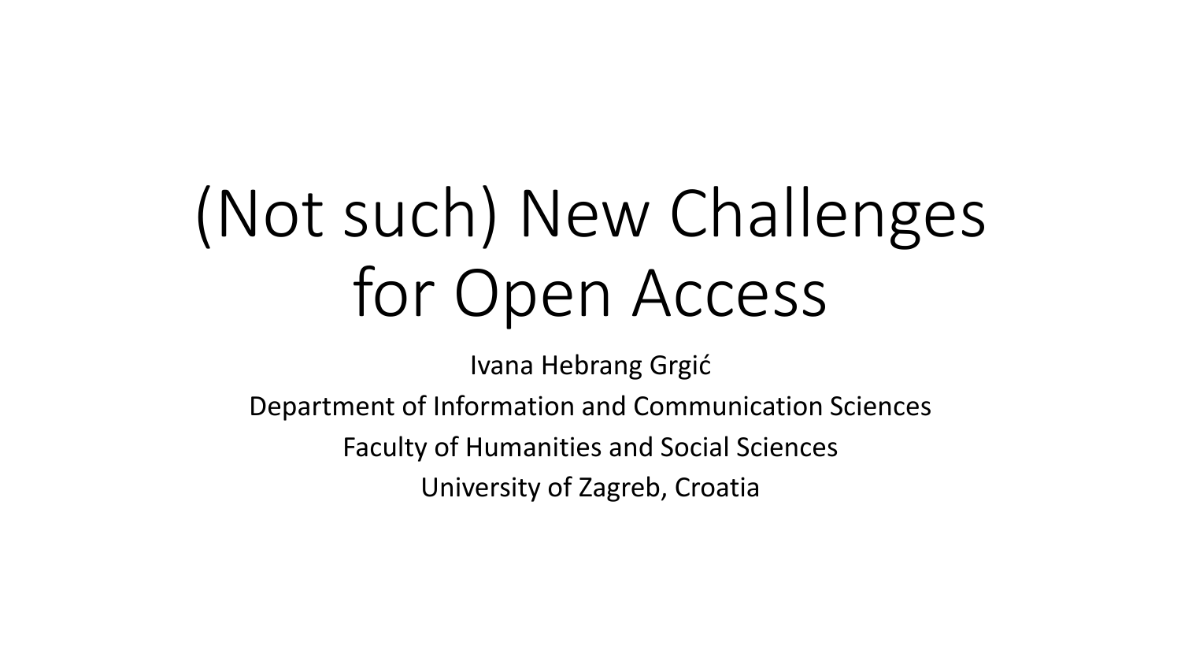# (Not such) New Challenges for Open Access

Ivana Hebrang Grgić

Department of Information and Communication Sciences

Faculty of Humanities and Social Sciences

University of Zagreb, Croatia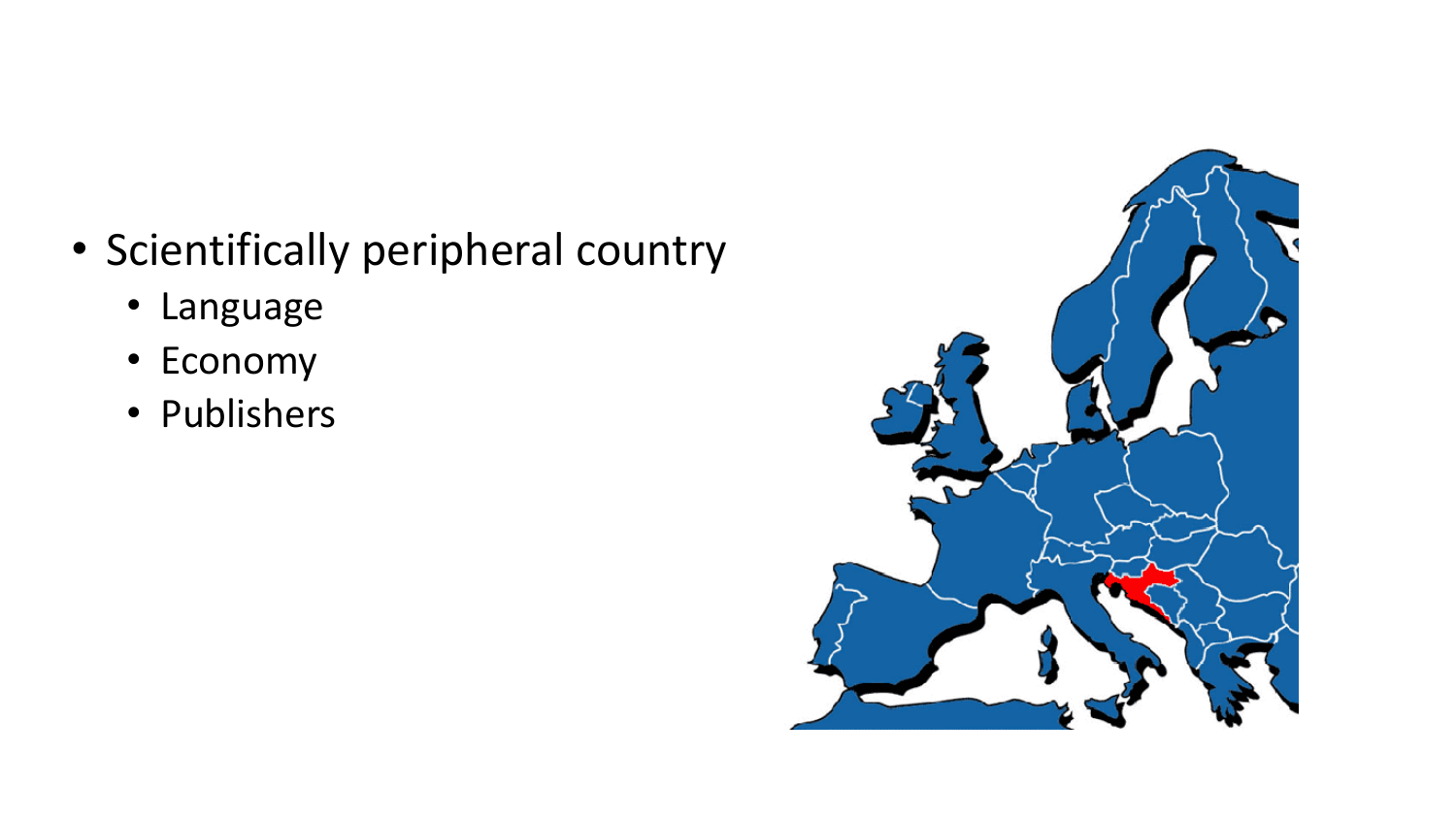- Scientifically peripheral country
  - Language
  - Economy
  - Publishers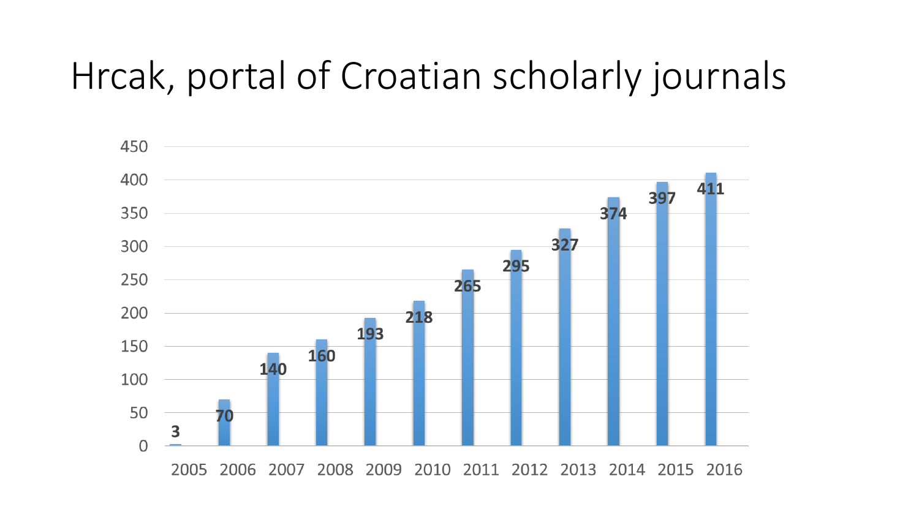# Hrcak, portal of Croatian scholarly journals

| Year | Value |
| --- | --- |
| 2005 | 3 |
| 2006 | 70 |
| 2007 | 140 |
| 2008 | 160 |
| 2009 | 193 |
| 2010 | 218 |
| 2011 | 265 |
| 2012 | 295 |
| 2013 | 327 |
| 2014 | 374 |
| 2015 | 397 |
| 2016 | 411 |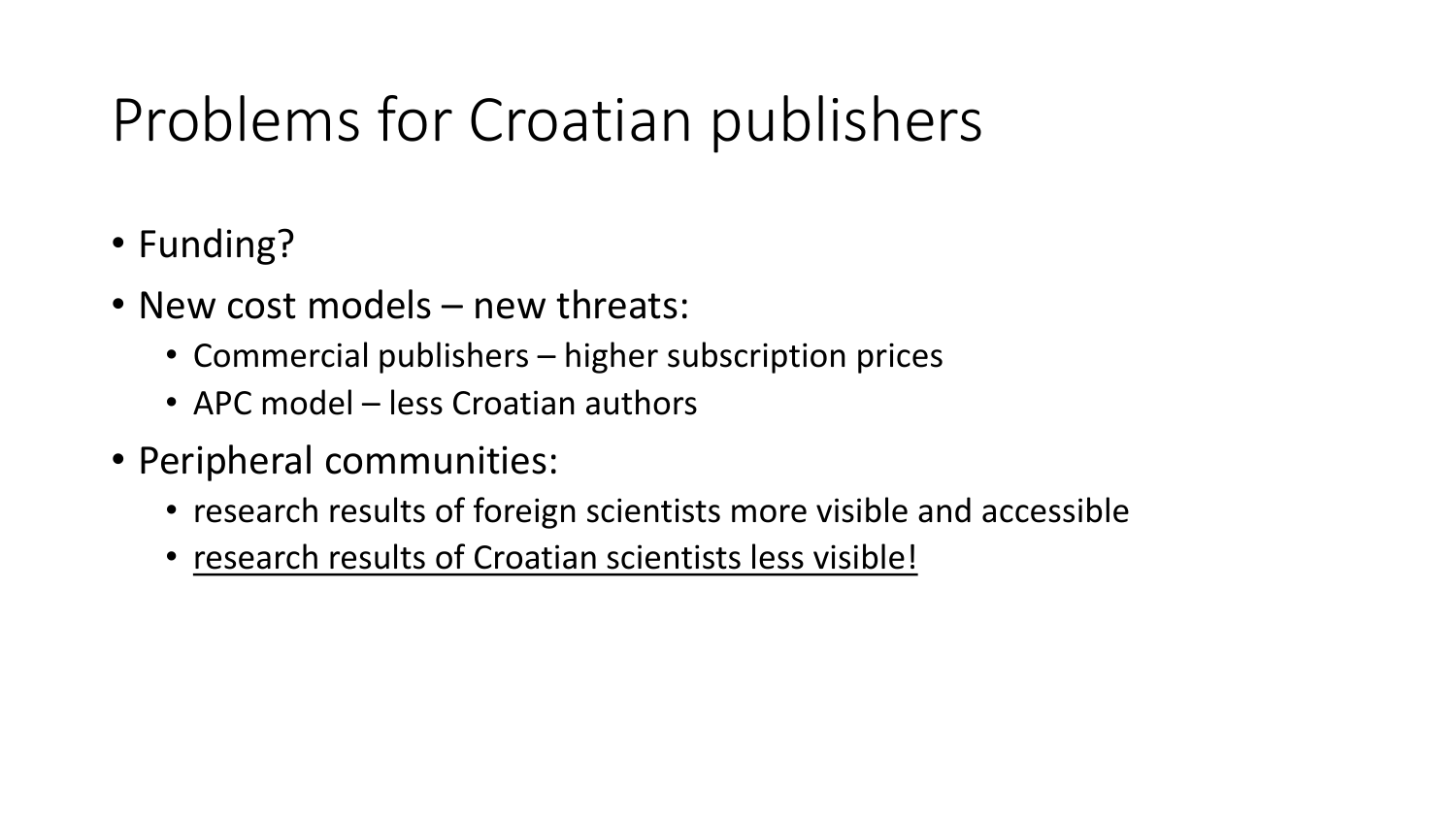# Problems for Croatian publishers

- Funding?
- New cost models – new threats:
  - Commercial publishers – higher subscription prices
  - APC model – less Croatian authors
- Peripheral communities:
  - research results of foreign scientists more visible and accessible
  - <u>research results of Croatian scientists less visible!</u>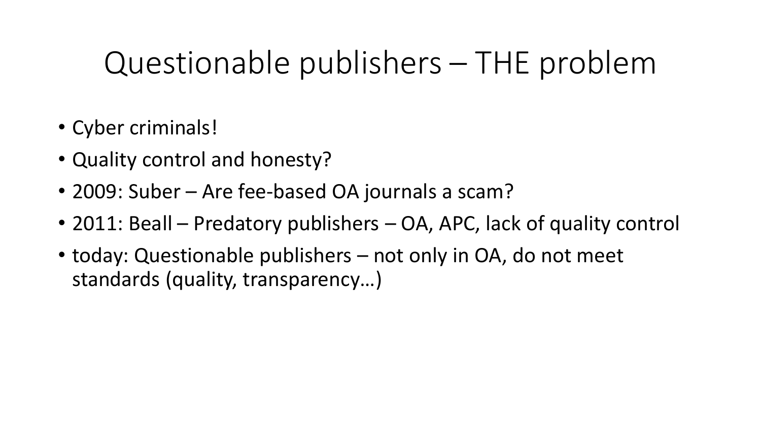# Questionable publishers – THE problem

- Cyber criminals!
- Quality control and honesty?
- 2009: Suber – Are fee-based OA journals a scam?
- 2011: Beall – Predatory publishers – OA, APC, lack of quality control
- today: Questionable publishers – not only in OA, do not meet standards (quality, transparency…)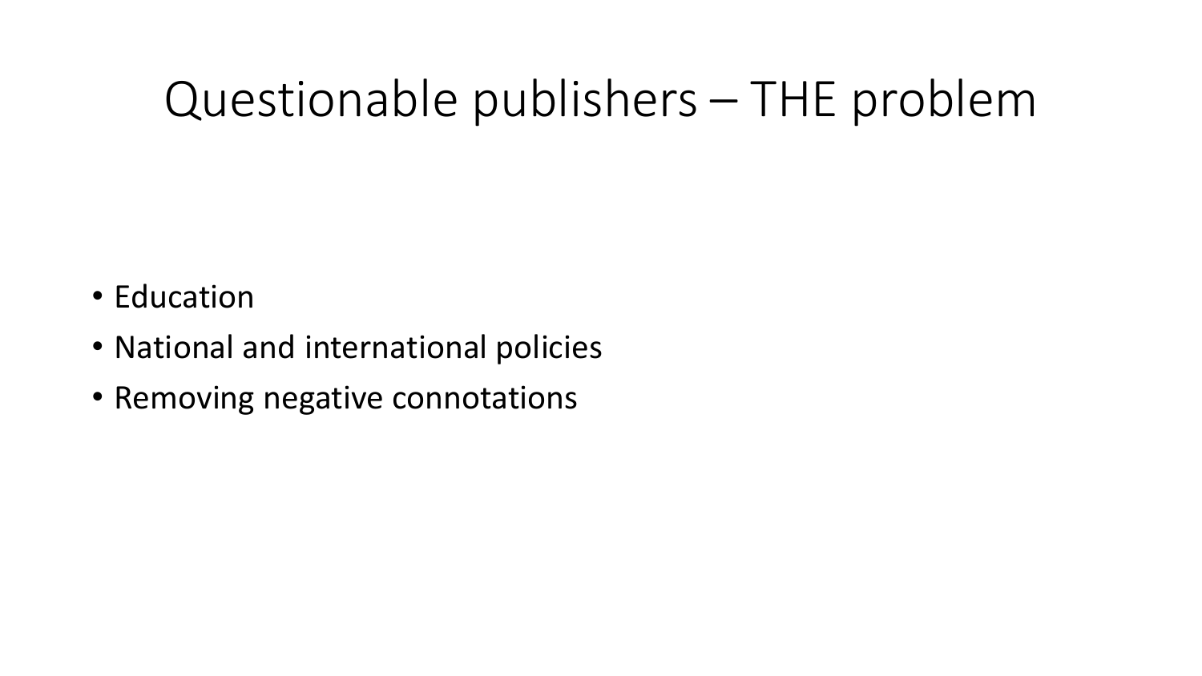# Questionable publishers – THE problem

- Education
- National and international policies
- Removing negative connotations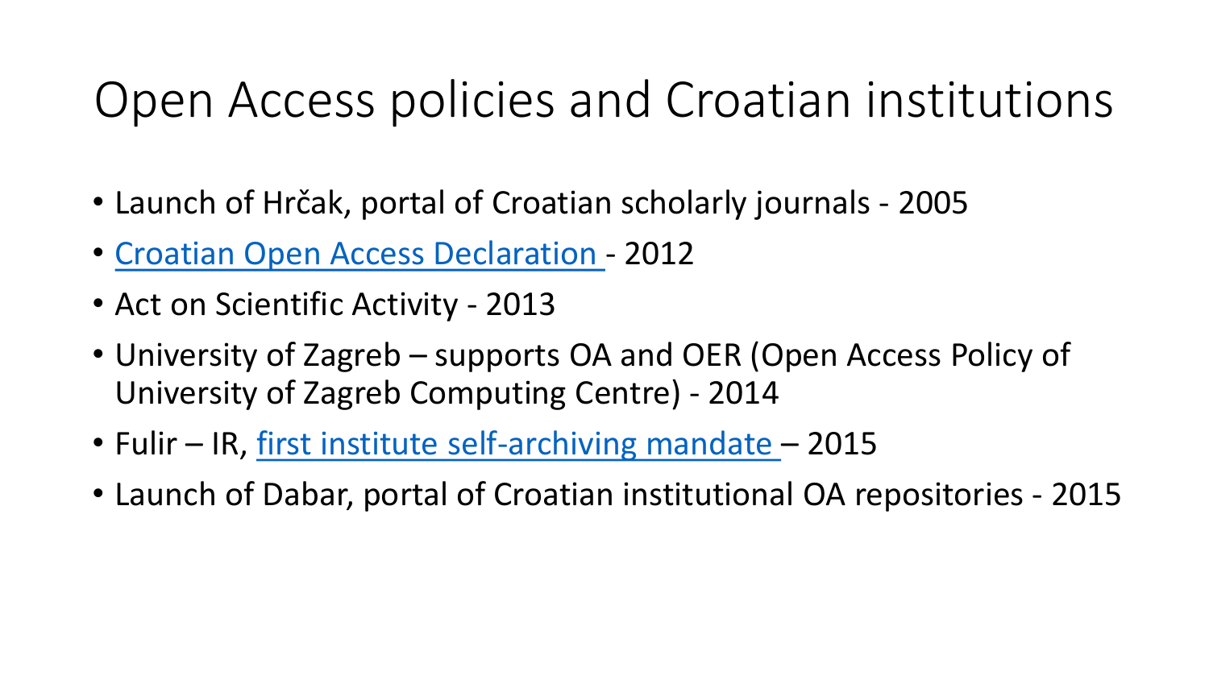# Open Access policies and Croatian institutions

- Launch of Hrčak, portal of Croatian scholarly journals - 2005
- Croatian Open Access Declaration - 2012
- Act on Scientific Activity - 2013
- University of Zagreb – supports OA and OER (Open Access Policy of University of Zagreb Computing Centre) - 2014
- Fulir – IR, first institute self-archiving mandate – 2015
- Launch of Dabar, portal of Croatian institutional OA repositories - 2015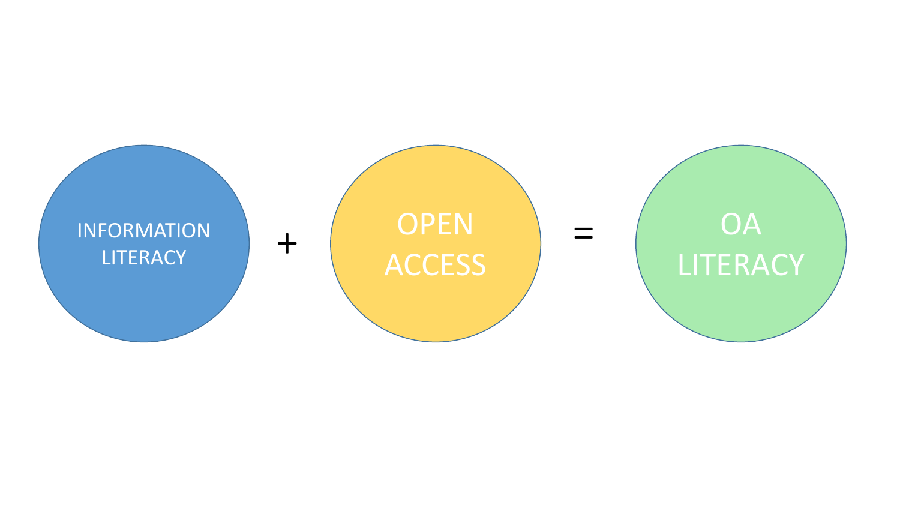INFORMATION LITERACY + OPEN ACCESS = OA LITERACY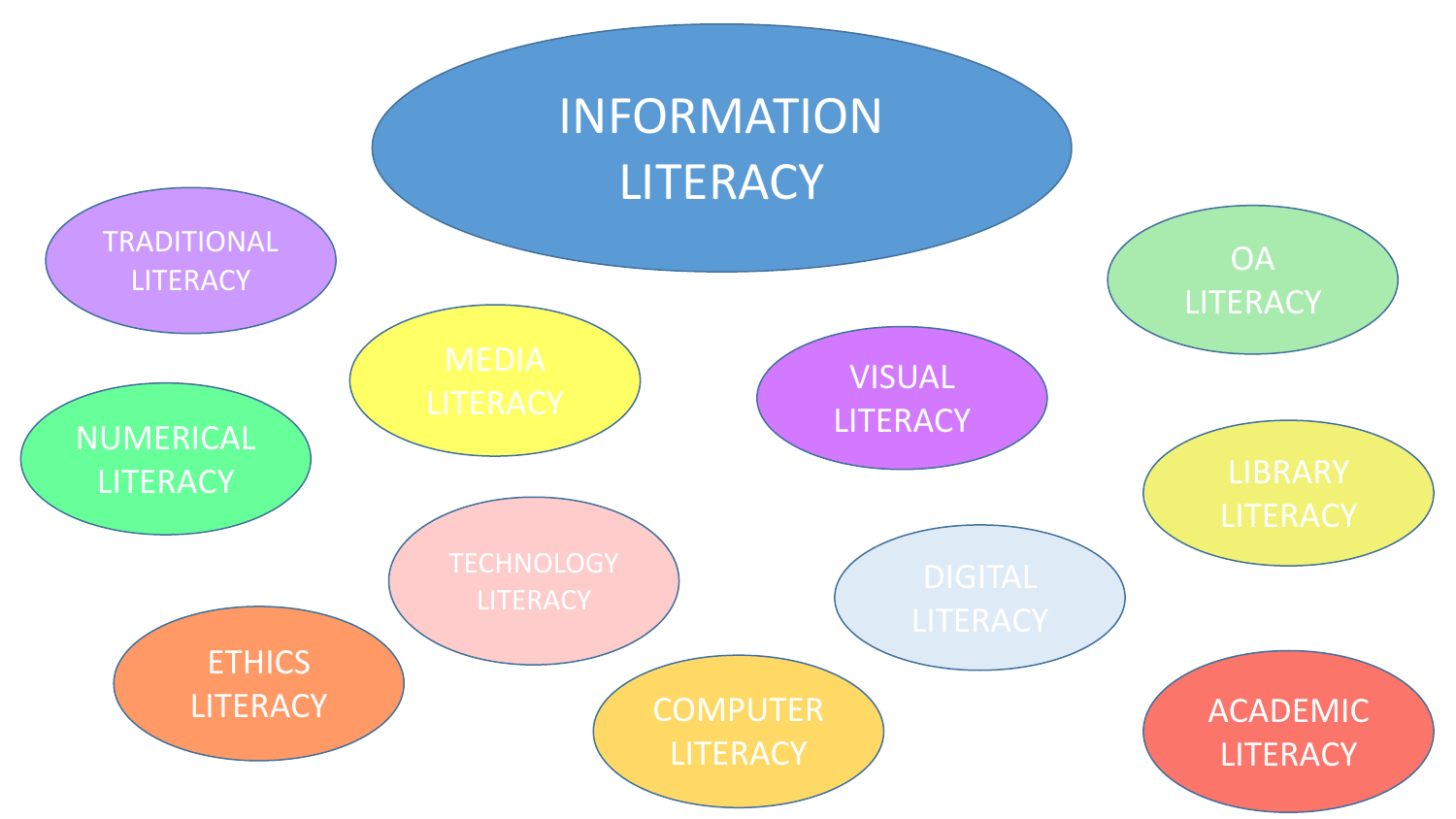# INFORMATION LITERACY

- TRADITIONAL LITERACY
- MEDIA LITERACY
- VISUAL LITERACY
- OA LITERACY
- NUMERICAL LITERACY
- LIBRARY LITERACY
- TECHNOLOGY LITERACY
- DIGITAL LITERACY
- ETHICS LITERACY
- COMPUTER LITERACY
- ACADEMIC LITERACY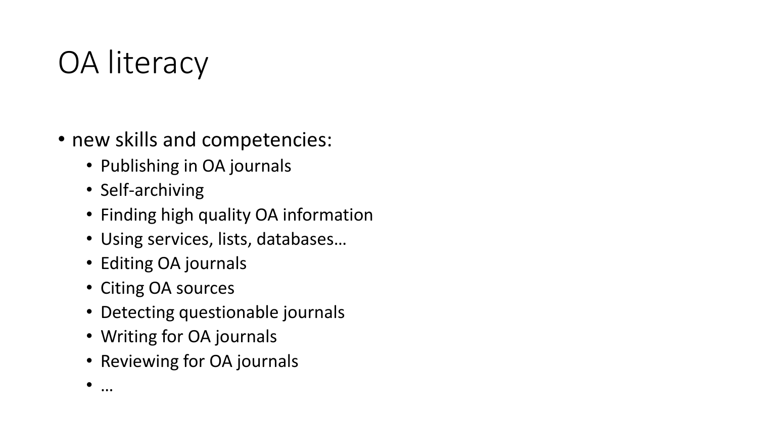# OA literacy

- new skills and competencies:
    - Publishing in OA journals
    - Self-archiving
    - Finding high quality OA information
    - Using services, lists, databases…
    - Editing OA journals
    - Citing OA sources
    - Detecting questionable journals
    - Writing for OA journals
    - Reviewing for OA journals
    - …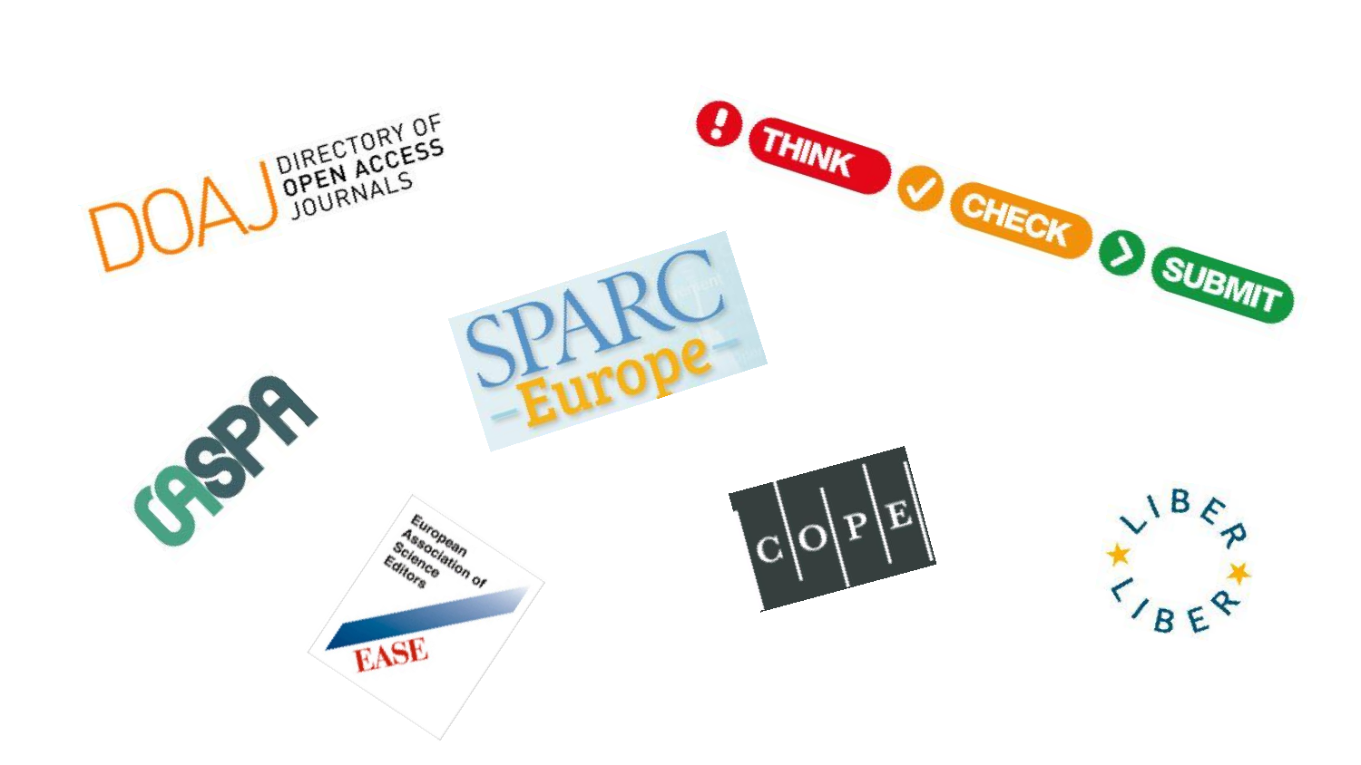DOAJ DIRECTORY OF OPEN ACCESS JOURNALS

THINK CHECK SUBMIT

SPARC Europe

OASPA

European Association of Science Editors EASE

COPE

LIBER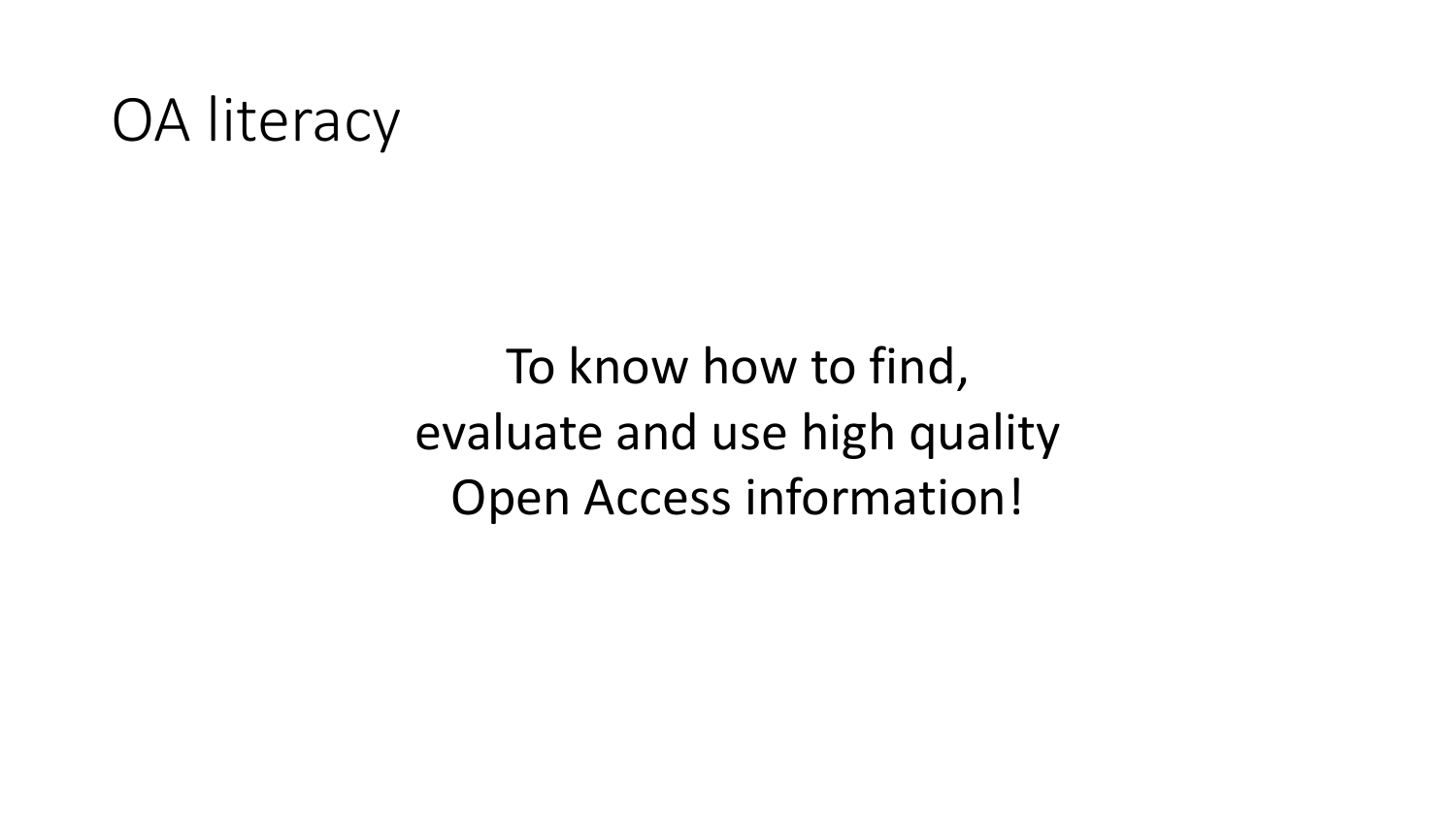# OA literacy

To know how to find,
evaluate and use high quality
Open Access information!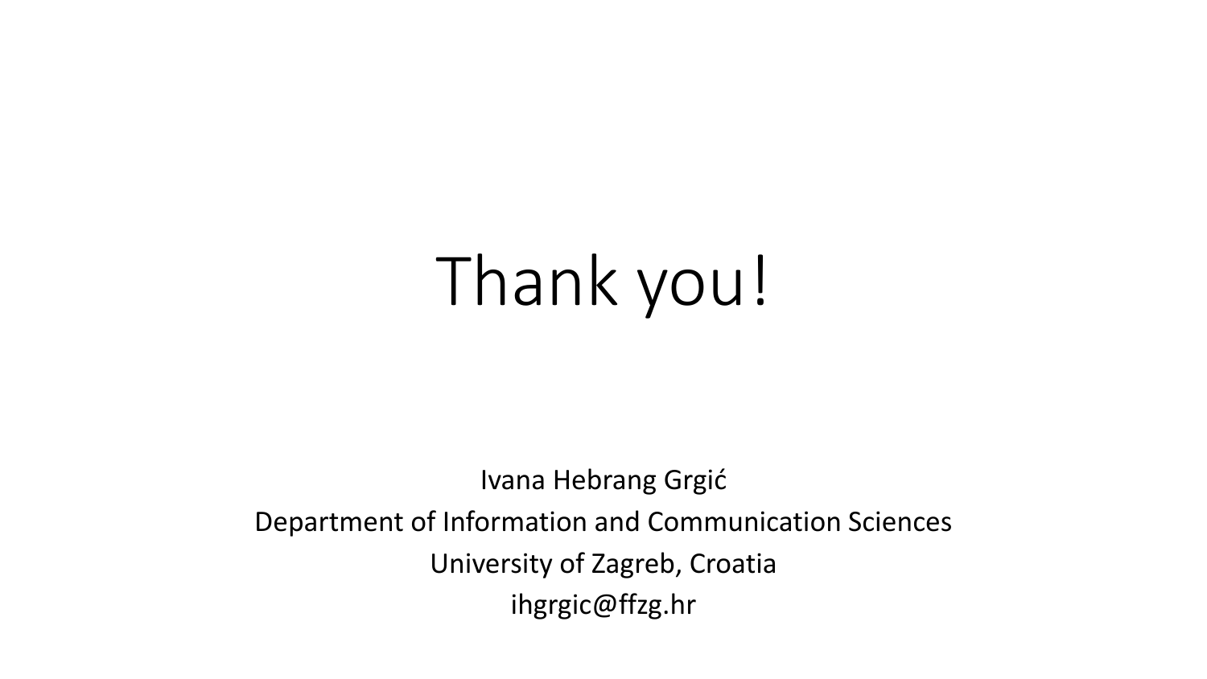# Thank you!

Ivana Hebrang Grgić
Department of Information and Communication Sciences
University of Zagreb, Croatia
ihgrgic@ffzg.hr